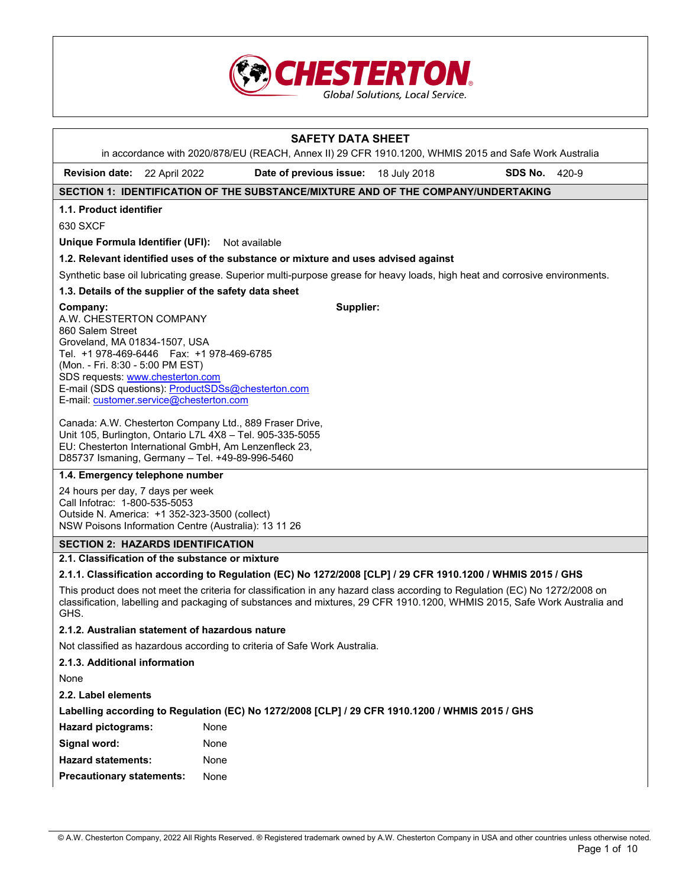CHESTERTON
Global Solutions, Local Service.

# SAFETY DATA SHEET

in accordance with 2020/878/EU (REACH, Annex II) 29 CFR 1910.1200, WHMIS 2015 and Safe Work Australia

**Revision date:** 22 April 2022 **Date of previous issue:** 18 July 2018 **SDS No.** 420-9

## SECTION 1: IDENTIFICATION OF THE SUBSTANCE/MIXTURE AND OF THE COMPANY/UNDERTAKING

### 1.1. Product identifier

630 SXCF

**Unique Formula Identifier (UFI):** Not available

### 1.2. Relevant identified uses of the substance or mixture and uses advised against

Synthetic base oil lubricating grease. Superior multi-purpose grease for heavy loads, high heat and corrosive environments.

### 1.3. Details of the supplier of the safety data sheet

**Company:**
A.W. CHESTERTON COMPANY
860 Salem Street
Groveland, MA 01834-1507, USA
Tel. +1 978-469-6446 Fax: +1 978-469-6785
(Mon. - Fri. 8:30 - 5:00 PM EST)
SDS requests: www.chesterton.com
E-mail (SDS questions): ProductSDSs@chesterton.com
E-mail: customer.service@chesterton.com

**Supplier:**

Canada: A.W. Chesterton Company Ltd., 889 Fraser Drive, Unit 105, Burlington, Ontario L7L 4X8 – Tel. 905-335-5055
EU: Chesterton International GmbH, Am Lenzenfleck 23, D85737 Ismaning, Germany – Tel. +49-89-996-5460

### 1.4. Emergency telephone number

24 hours per day, 7 days per week
Call Infotrac: 1-800-535-5053
Outside N. America: +1 352-323-3500 (collect)
NSW Poisons Information Centre (Australia): 13 11 26

## SECTION 2: HAZARDS IDENTIFICATION

### 2.1. Classification of the substance or mixture

#### 2.1.1. Classification according to Regulation (EC) No 1272/2008 [CLP] / 29 CFR 1910.1200 / WHMIS 2015 / GHS

This product does not meet the criteria for classification in any hazard class according to Regulation (EC) No 1272/2008 on classification, labelling and packaging of substances and mixtures, 29 CFR 1910.1200, WHMIS 2015, Safe Work Australia and GHS.

#### 2.1.2. Australian statement of hazardous nature

Not classified as hazardous according to criteria of Safe Work Australia.

#### 2.1.3. Additional information

None

### 2.2. Label elements

**Labelling according to Regulation (EC) No 1272/2008 [CLP] / 29 CFR 1910.1200 / WHMIS 2015 / GHS**

**Hazard pictograms:** None

**Signal word:** None

**Hazard statements:** None

**Precautionary statements:** None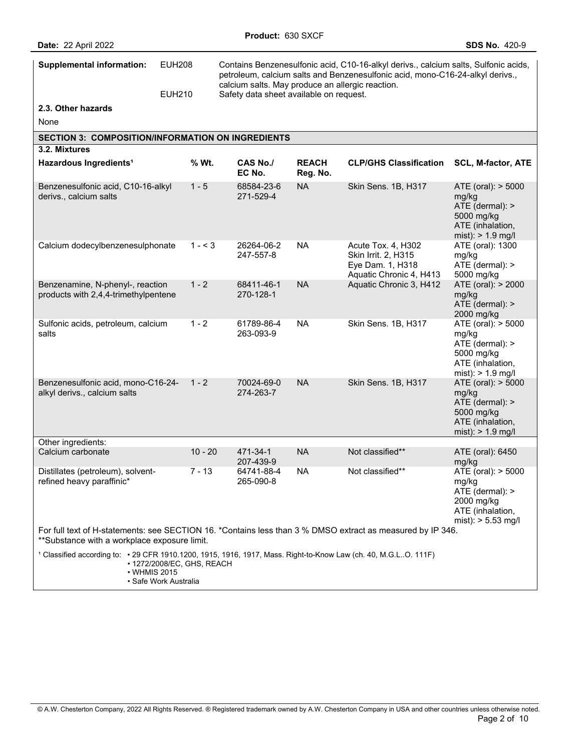| **Supplemental information:** | EUH208 | Contains Benzenesulfonic acid, C10-16-alkyl derivs., calcium salts, Sulfonic acids, petroleum, calcium salts and Benzenesulfonic acid, mono-C16-24-alkyl derivs., calcium salts. May produce an allergic reaction. |
|---|---|---|
| | EUH210 | Safety data sheet available on request. |

### 2.3. Other hazards

None

## SECTION 3: COMPOSITION/INFORMATION ON INGREDIENTS

### 3.2. Mixtures

| Hazardous Ingredients[1] | % Wt. | CAS No./ EC No. | REACH Reg. No. | CLP/GHS Classification | SCL, M-factor, ATE |
|---|---|---|---|---|---|
| Benzenesulfonic acid, C10-16-alkyl derivs., calcium salts | 1 - 5 | 68584-23-6 271-529-4 | NA | Skin Sens. 1B, H317 | ATE (oral): > 5000 mg/kg ATE (dermal): > 5000 mg/kg ATE (inhalation, mist): > 1.9 mg/l |
| Calcium dodecylbenzenesulphonate | 1 - < 3 | 26264-06-2 247-557-8 | NA | Acute Tox. 4, H302 Skin Irrit. 2, H315 Eye Dam. 1, H318 Aquatic Chronic 4, H413 | ATE (oral): 1300 mg/kg ATE (dermal): > 5000 mg/kg |
| Benzenamine, N-phenyl-, reaction products with 2,4,4-trimethylpentene | 1 - 2 | 68411-46-1 270-128-1 | NA | Aquatic Chronic 3, H412 | ATE (oral): > 2000 mg/kg ATE (dermal): > 2000 mg/kg |
| Sulfonic acids, petroleum, calcium salts | 1 - 2 | 61789-86-4 263-093-9 | NA | Skin Sens. 1B, H317 | ATE (oral): > 5000 mg/kg ATE (dermal): > 5000 mg/kg ATE (inhalation, mist): > 1.9 mg/l |
| Benzenesulfonic acid, mono-C16-24-alkyl derivs., calcium salts | 1 - 2 | 70024-69-0 274-263-7 | NA | Skin Sens. 1B, H317 | ATE (oral): > 5000 mg/kg ATE (dermal): > 5000 mg/kg ATE (inhalation, mist): > 1.9 mg/l |
| Other ingredients: | | | | | |
| Calcium carbonate | 10 - 20 | 471-34-1 207-439-9 | NA | Not classified** | ATE (oral): 6450 mg/kg |
| Distillates (petroleum), solvent-refined heavy paraffinic* | 7 - 13 | 64741-88-4 265-090-8 | NA | Not classified** | ATE (oral): > 5000 mg/kg ATE (dermal): > 2000 mg/kg ATE (inhalation, mist): > 5.53 mg/l |

For full text of H-statements: see SECTION 16. *Contains less than 3 % DMSO extract as measured by IP 346.
**Substance with a workplace exposure limit.

[1] Classified according to:
- 29 CFR 1910.1200, 1915, 1916, 1917, Mass. Right-to-Know Law (ch. 40, M.G.L..O. 111F)
- 1272/2008/EC, GHS, REACH
- WHMIS 2015
- Safe Work Australia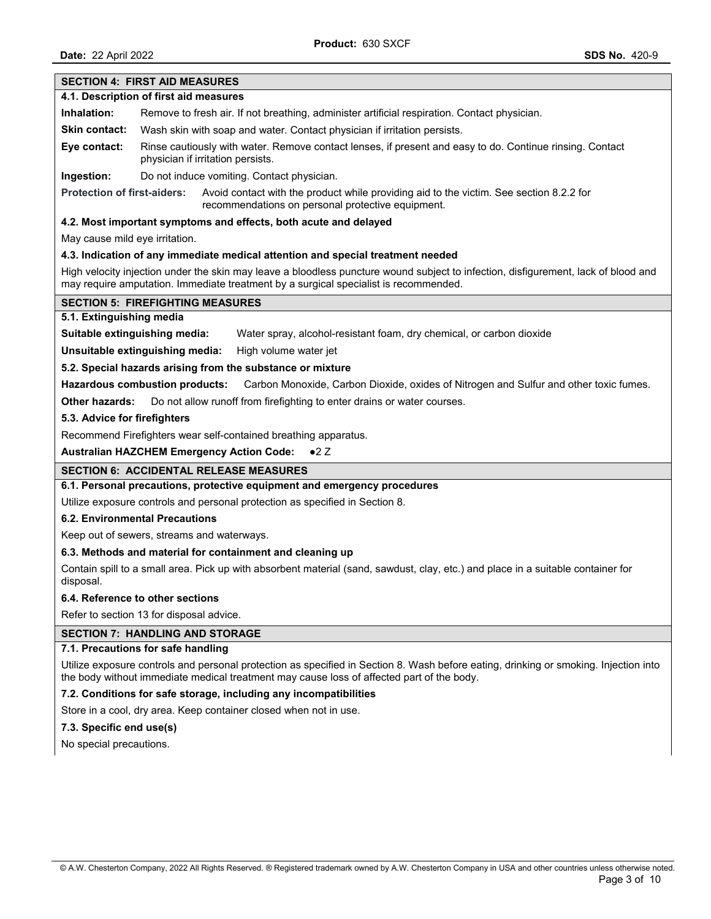## SECTION 4: FIRST AID MEASURES

### 4.1. Description of first aid measures

**Inhalation:** Remove to fresh air. If not breathing, administer artificial respiration. Contact physician.

**Skin contact:** Wash skin with soap and water. Contact physician if irritation persists.

**Eye contact:** Rinse cautiously with water. Remove contact lenses, if present and easy to do. Continue rinsing. Contact physician if irritation persists.

**Ingestion:** Do not induce vomiting. Contact physician.

**Protection of first-aiders:** Avoid contact with the product while providing aid to the victim. See section 8.2.2 for recommendations on personal protective equipment.

### 4.2. Most important symptoms and effects, both acute and delayed

May cause mild eye irritation.

### 4.3. Indication of any immediate medical attention and special treatment needed

High velocity injection under the skin may leave a bloodless puncture wound subject to infection, disfigurement, lack of blood and may require amputation. Immediate treatment by a surgical specialist is recommended.

## SECTION 5: FIREFIGHTING MEASURES

### 5.1. Extinguishing media

**Suitable extinguishing media:** Water spray, alcohol-resistant foam, dry chemical, or carbon dioxide

**Unsuitable extinguishing media:** High volume water jet

### 5.2. Special hazards arising from the substance or mixture

**Hazardous combustion products:** Carbon Monoxide, Carbon Dioxide, oxides of Nitrogen and Sulfur and other toxic fumes.

**Other hazards:** Do not allow runoff from firefighting to enter drains or water courses.

### 5.3. Advice for firefighters

Recommend Firefighters wear self-contained breathing apparatus.

**Australian HAZCHEM Emergency Action Code:** ●2 Z

## SECTION 6: ACCIDENTAL RELEASE MEASURES

### 6.1. Personal precautions, protective equipment and emergency procedures

Utilize exposure controls and personal protection as specified in Section 8.

### 6.2. Environmental Precautions

Keep out of sewers, streams and waterways.

### 6.3. Methods and material for containment and cleaning up

Contain spill to a small area. Pick up with absorbent material (sand, sawdust, clay, etc.) and place in a suitable container for disposal.

### 6.4. Reference to other sections

Refer to section 13 for disposal advice.

## SECTION 7: HANDLING AND STORAGE

### 7.1. Precautions for safe handling

Utilize exposure controls and personal protection as specified in Section 8. Wash before eating, drinking or smoking. Injection into the body without immediate medical treatment may cause loss of affected part of the body.

### 7.2. Conditions for safe storage, including any incompatibilities

Store in a cool, dry area. Keep container closed when not in use.

### 7.3. Specific end use(s)

No special precautions.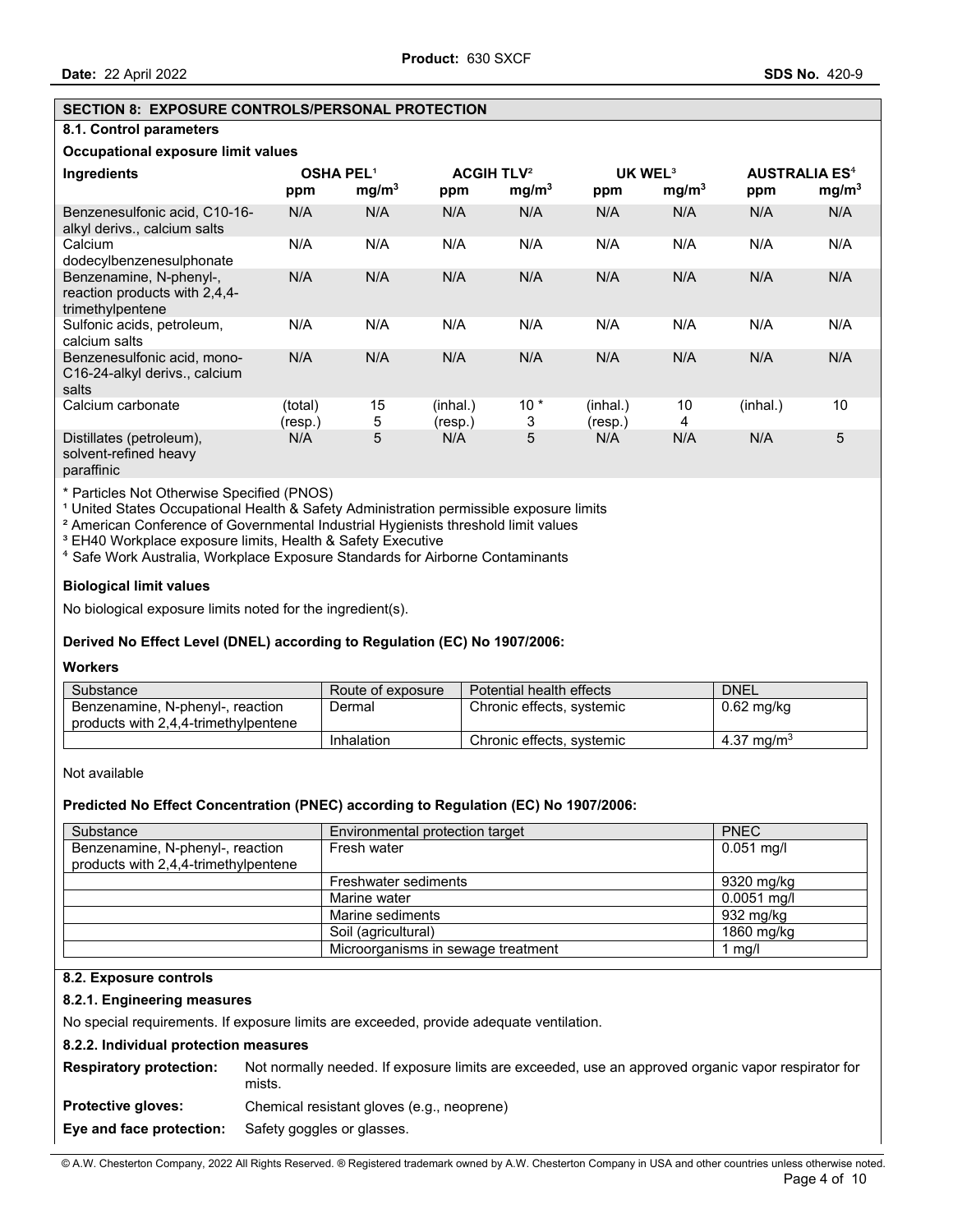## SECTION 8: EXPOSURE CONTROLS/PERSONAL PROTECTION

### 8.1. Control parameters

**Occupational exposure limit values**

| Ingredients | OSHA PEL[1] | | ACGIH TLV[2] | | UK WEL[3] | | AUSTRALIA ES[4] | |
|---|---|---|---|---|---|---|---|---|
| | ppm | $mg/m^3$ | ppm | $mg/m^3$ | ppm | $mg/m^3$ | ppm | $mg/m^3$ |
| Benzenesulfonic acid, C10-16-alkyl derivs., calcium salts | N/A | N/A | N/A | N/A | N/A | N/A | N/A | N/A |
| Calcium dodecylbenzenesulphonate | N/A | N/A | N/A | N/A | N/A | N/A | N/A | N/A |
| Benzenamine, N-phenyl-, reaction products with 2,4,4-trimethylpentene | N/A | N/A | N/A | N/A | N/A | N/A | N/A | N/A |
| Sulfonic acids, petroleum, calcium salts | N/A | N/A | N/A | N/A | N/A | N/A | N/A | N/A |
| Benzenesulfonic acid, mono-C16-24-alkyl derivs., calcium salts | N/A | N/A | N/A | N/A | N/A | N/A | N/A | N/A |
| Calcium carbonate | (total) (resp.) | 15 5 | (inhal.) (resp.) | 10 * 3 | (inhal.) (resp.) | 10 4 | (inhal.) | 10 |
| Distillates (petroleum), solvent-refined heavy paraffinic | N/A | 5 | N/A | 5 | N/A | N/A | N/A | 5 |

\* Particles Not Otherwise Specified (PNOS)
[1] United States Occupational Health & Safety Administration permissible exposure limits
[2] American Conference of Governmental Industrial Hygienists threshold limit values
[3] EH40 Workplace exposure limits, Health & Safety Executive
[4] Safe Work Australia, Workplace Exposure Standards for Airborne Contaminants

**Biological limit values**

No biological exposure limits noted for the ingredient(s).

**Derived No Effect Level (DNEL) according to Regulation (EC) No 1907/2006:**

**Workers**

| Substance | Route of exposure | Potential health effects | DNEL |
|---|---|---|---|
| Benzenamine, N-phenyl-, reaction products with 2,4,4-trimethylpentene | Dermal | Chronic effects, systemic | 0.62 mg/kg |
| | Inhalation | Chronic effects, systemic | 4.37 $mg/m^3$ |

Not available

**Predicted No Effect Concentration (PNEC) according to Regulation (EC) No 1907/2006:**

| Substance | Environmental protection target | PNEC |
|---|---|---|
| Benzenamine, N-phenyl-, reaction products with 2,4,4-trimethylpentene | Fresh water | 0.051 mg/l |
| | Freshwater sediments | 9320 mg/kg |
| | Marine water | 0.0051 mg/l |
| | Marine sediments | 932 mg/kg |
| | Soil (agricultural) | 1860 mg/kg |
| | Microorganisms in sewage treatment | 1 mg/l |

### 8.2. Exposure controls

#### 8.2.1. Engineering measures

No special requirements. If exposure limits are exceeded, provide adequate ventilation.

#### 8.2.2. Individual protection measures

**Respiratory protection:** Not normally needed. If exposure limits are exceeded, use an approved organic vapor respirator for mists.

**Protective gloves:** Chemical resistant gloves (e.g., neoprene)

**Eye and face protection:** Safety goggles or glasses.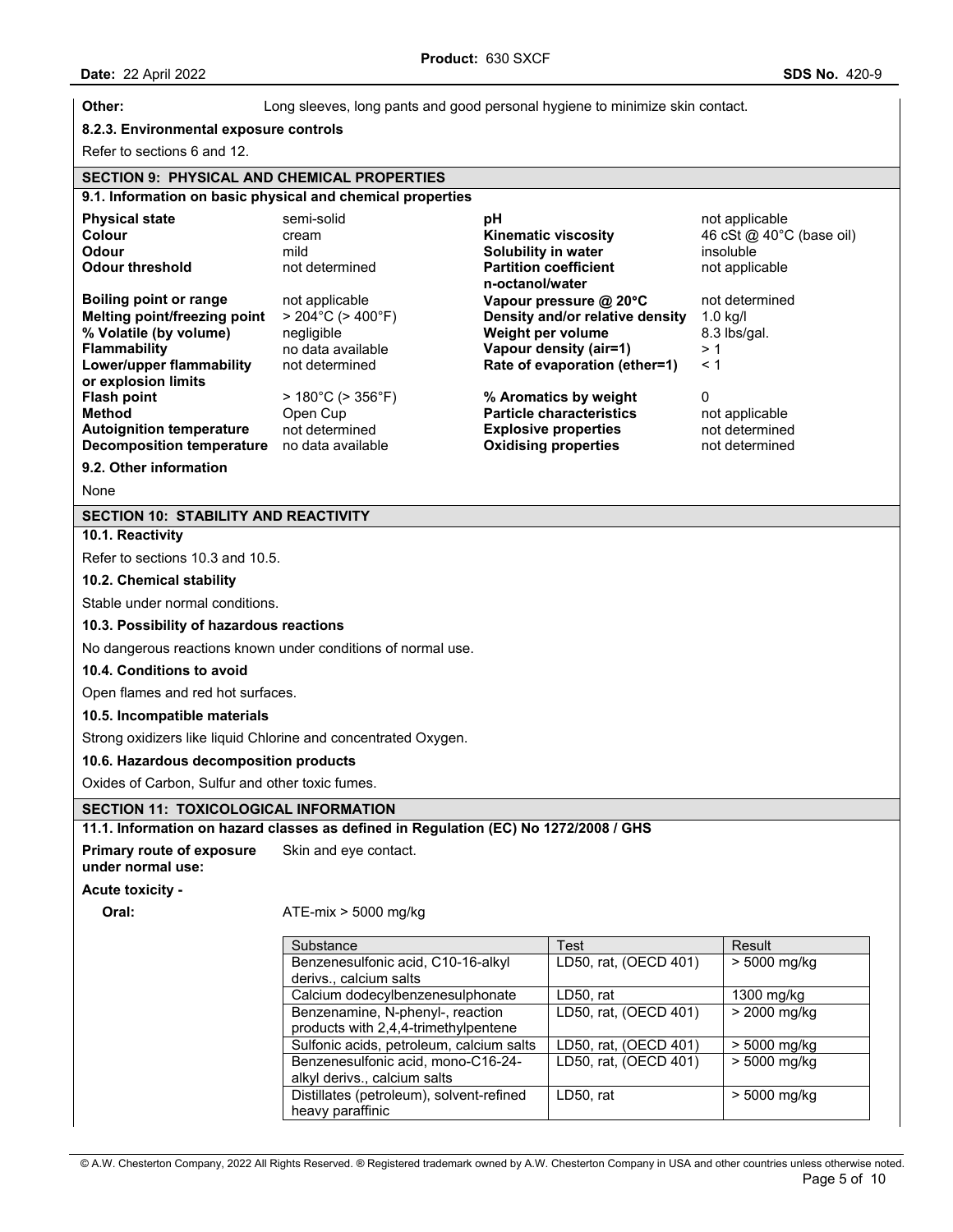**Other:** Long sleeves, long pants and good personal hygiene to minimize skin contact.

**8.2.3. Environmental exposure controls**

Refer to sections 6 and 12.

## SECTION 9: PHYSICAL AND CHEMICAL PROPERTIES

**9.1. Information on basic physical and chemical properties**

| Property | Value | Property | Value |
|---|---|---|---|
| **Physical state** | semi-solid | **pH** | not applicable |
| **Colour** | cream | **Kinematic viscosity** | 46 cSt @ 40°C (base oil) |
| **Odour** | mild | **Solubility in water** | insoluble |
| **Odour threshold** | not determined | **Partition coefficient n-octanol/water** | not applicable |
| **Boiling point or range** | not applicable | **Vapour pressure @ 20°C** | not determined |
| **Melting point/freezing point** | > 204°C (> 400°F) | **Density and/or relative density** | 1.0 kg/l |
| **% Volatile (by volume)** | negligible | **Weight per volume** | 8.3 lbs/gal. |
| **Flammability** | no data available | **Vapour density (air=1)** | > 1 |
| **Lower/upper flammability or explosion limits** | not determined | **Rate of evaporation (ether=1)** | < 1 |
| **Flash point** | > 180°C (> 356°F) | **% Aromatics by weight** | 0 |
| **Method** | Open Cup | **Particle characteristics** | not applicable |
| **Autoignition temperature** | not determined | **Explosive properties** | not determined |
| **Decomposition temperature** | no data available | **Oxidising properties** | not determined |

**9.2. Other information**

None

## SECTION 10: STABILITY AND REACTIVITY

**10.1. Reactivity**

Refer to sections 10.3 and 10.5.

**10.2. Chemical stability**

Stable under normal conditions.

**10.3. Possibility of hazardous reactions**

No dangerous reactions known under conditions of normal use.

**10.4. Conditions to avoid**

Open flames and red hot surfaces.

**10.5. Incompatible materials**

Strong oxidizers like liquid Chlorine and concentrated Oxygen.

**10.6. Hazardous decomposition products**

Oxides of Carbon, Sulfur and other toxic fumes.

## SECTION 11: TOXICOLOGICAL INFORMATION

**11.1. Information on hazard classes as defined in Regulation (EC) No 1272/2008 / GHS**

**Primary route of exposure under normal use:** Skin and eye contact.

**Acute toxicity -**

**Oral:** ATE-mix > 5000 mg/kg

| Substance | Test | Result |
|---|---|---|
| Benzenesulfonic acid, C10-16-alkyl derivs., calcium salts | LD50, rat, (OECD 401) | > 5000 mg/kg |
| Calcium dodecylbenzenesulphonate | LD50, rat | 1300 mg/kg |
| Benzenamine, N-phenyl-, reaction products with 2,4,4-trimethylpentene | LD50, rat, (OECD 401) | > 2000 mg/kg |
| Sulfonic acids, petroleum, calcium salts | LD50, rat, (OECD 401) | > 5000 mg/kg |
| Benzenesulfonic acid, mono-C16-24-alkyl derivs., calcium salts | LD50, rat, (OECD 401) | > 5000 mg/kg |
| Distillates (petroleum), solvent-refined heavy paraffinic | LD50, rat | > 5000 mg/kg |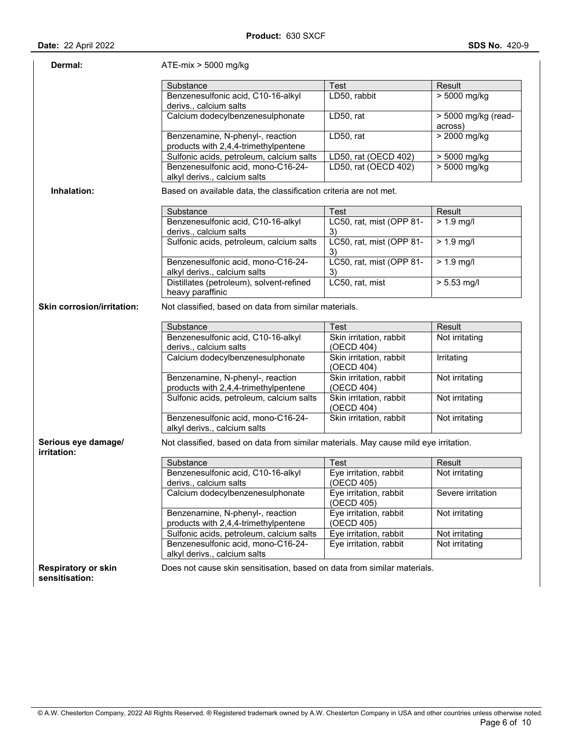**Dermal:** ATE-mix > 5000 mg/kg

| Substance | Test | Result |
|---|---|---|
| Benzenesulfonic acid, C10-16-alkyl derivs., calcium salts | LD50, rabbit | > 5000 mg/kg |
| Calcium dodecylbenzenesulphonate | LD50, rat | > 5000 mg/kg (read-across) |
| Benzenamine, N-phenyl-, reaction products with 2,4,4-trimethylpentene | LD50, rat | > 2000 mg/kg |
| Sulfonic acids, petroleum, calcium salts | LD50, rat (OECD 402) | > 5000 mg/kg |
| Benzenesulfonic acid, mono-C16-24-alkyl derivs., calcium salts | LD50, rat (OECD 402) | > 5000 mg/kg |

**Inhalation:** Based on available data, the classification criteria are not met.

| Substance | Test | Result |
|---|---|---|
| Benzenesulfonic acid, C10-16-alkyl derivs., calcium salts | LC50, rat, mist (OPP 81-3) | > 1.9 mg/l |
| Sulfonic acids, petroleum, calcium salts | LC50, rat, mist (OPP 81-3) | > 1.9 mg/l |
| Benzenesulfonic acid, mono-C16-24-alkyl derivs., calcium salts | LC50, rat, mist (OPP 81-3) | > 1.9 mg/l |
| Distillates (petroleum), solvent-refined heavy paraffinic | LC50, rat, mist | > 5.53 mg/l |

**Skin corrosion/irritation:** Not classified, based on data from similar materials.

| Substance | Test | Result |
|---|---|---|
| Benzenesulfonic acid, C10-16-alkyl derivs., calcium salts | Skin irritation, rabbit (OECD 404) | Not irritating |
| Calcium dodecylbenzenesulphonate | Skin irritation, rabbit (OECD 404) | Irritating |
| Benzenamine, N-phenyl-, reaction products with 2,4,4-trimethylpentene | Skin irritation, rabbit (OECD 404) | Not irritating |
| Sulfonic acids, petroleum, calcium salts | Skin irritation, rabbit (OECD 404) | Not irritating |
| Benzenesulfonic acid, mono-C16-24-alkyl derivs., calcium salts | Skin irritation, rabbit | Not irritating |

**Serious eye damage/ irritation:** Not classified, based on data from similar materials. May cause mild eye irritation.

| Substance | Test | Result |
|---|---|---|
| Benzenesulfonic acid, C10-16-alkyl derivs., calcium salts | Eye irritation, rabbit (OECD 405) | Not irritating |
| Calcium dodecylbenzenesulphonate | Eye irritation, rabbit (OECD 405) | Severe irritation |
| Benzenamine, N-phenyl-, reaction products with 2,4,4-trimethylpentene | Eye irritation, rabbit (OECD 405) | Not irritating |
| Sulfonic acids, petroleum, calcium salts | Eye irritation, rabbit | Not irritating |
| Benzenesulfonic acid, mono-C16-24-alkyl derivs., calcium salts | Eye irritation, rabbit | Not irritating |

**Respiratory or skin sensitisation:** Does not cause skin sensitisation, based on data from similar materials.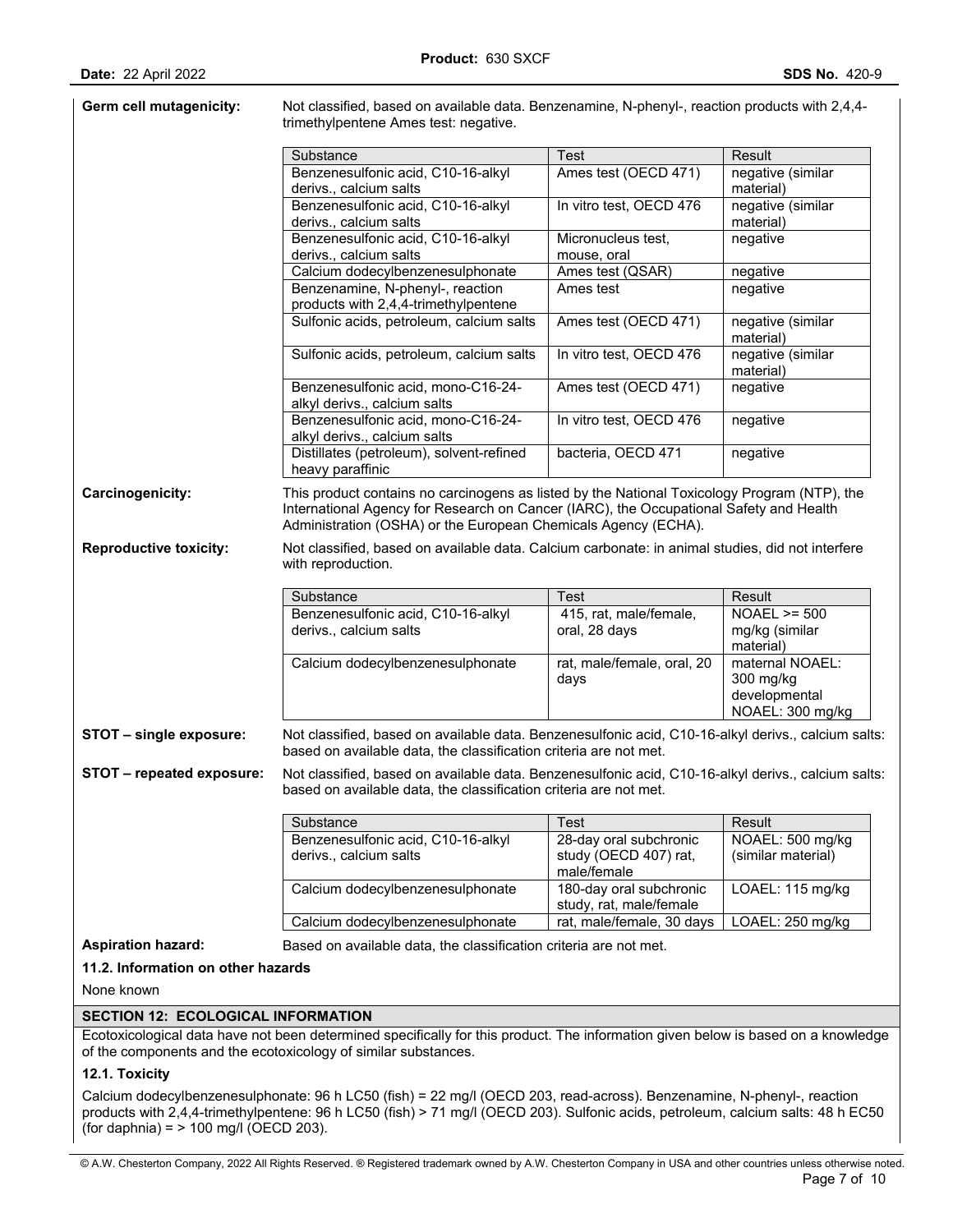**Germ cell mutagenicity:** Not classified, based on available data. Benzenamine, N-phenyl-, reaction products with 2,4,4-trimethylpentene Ames test: negative.

| Substance | Test | Result |
|---|---|---|
| Benzenesulfonic acid, C10-16-alkyl derivs., calcium salts | Ames test (OECD 471) | negative (similar material) |
| Benzenesulfonic acid, C10-16-alkyl derivs., calcium salts | In vitro test, OECD 476 | negative (similar material) |
| Benzenesulfonic acid, C10-16-alkyl derivs., calcium salts | Micronucleus test, mouse, oral | negative |
| Calcium dodecylbenzenesulphonate | Ames test (QSAR) | negative |
| Benzenamine, N-phenyl-, reaction products with 2,4,4-trimethylpentene | Ames test | negative |
| Sulfonic acids, petroleum, calcium salts | Ames test (OECD 471) | negative (similar material) |
| Sulfonic acids, petroleum, calcium salts | In vitro test, OECD 476 | negative (similar material) |
| Benzenesulfonic acid, mono-C16-24-alkyl derivs., calcium salts | Ames test (OECD 471) | negative |
| Benzenesulfonic acid, mono-C16-24-alkyl derivs., calcium salts | In vitro test, OECD 476 | negative |
| Distillates (petroleum), solvent-refined heavy paraffinic | bacteria, OECD 471 | negative |

**Carcinogenicity:** This product contains no carcinogens as listed by the National Toxicology Program (NTP), the International Agency for Research on Cancer (IARC), the Occupational Safety and Health Administration (OSHA) or the European Chemicals Agency (ECHA).

**Reproductive toxicity:** Not classified, based on available data. Calcium carbonate: in animal studies, did not interfere with reproduction.

| Substance | Test | Result |
|---|---|---|
| Benzenesulfonic acid, C10-16-alkyl derivs., calcium salts | 415, rat, male/female, oral, 28 days | NOAEL >= 500 mg/kg (similar material) |
| Calcium dodecylbenzenesulphonate | rat, male/female, oral, 20 days | maternal NOAEL: 300 mg/kg developmental NOAEL: 300 mg/kg |

**STOT – single exposure:** Not classified, based on available data. Benzenesulfonic acid, C10-16-alkyl derivs., calcium salts: based on available data, the classification criteria are not met.

**STOT – repeated exposure:** Not classified, based on available data. Benzenesulfonic acid, C10-16-alkyl derivs., calcium salts: based on available data, the classification criteria are not met.

| Substance | Test | Result |
|---|---|---|
| Benzenesulfonic acid, C10-16-alkyl derivs., calcium salts | 28-day oral subchronic study (OECD 407) rat, male/female | NOAEL: 500 mg/kg (similar material) |
| Calcium dodecylbenzenesulphonate | 180-day oral subchronic study, rat, male/female | LOAEL: 115 mg/kg |
| Calcium dodecylbenzenesulphonate | rat, male/female, 30 days | LOAEL: 250 mg/kg |

**Aspiration hazard:** Based on available data, the classification criteria are not met.

### 11.2. Information on other hazards

None known

## SECTION 12: ECOLOGICAL INFORMATION

Ecotoxicological data have not been determined specifically for this product. The information given below is based on a knowledge of the components and the ecotoxicology of similar substances.

### 12.1. Toxicity

Calcium dodecylbenzenesulphonate: 96 h LC50 (fish) = 22 mg/l (OECD 203, read-across). Benzenamine, N-phenyl-, reaction products with 2,4,4-trimethylpentene: 96 h LC50 (fish) > 71 mg/l (OECD 203). Sulfonic acids, petroleum, calcium salts: 48 h EC50 (for daphnia) = > 100 mg/l (OECD 203).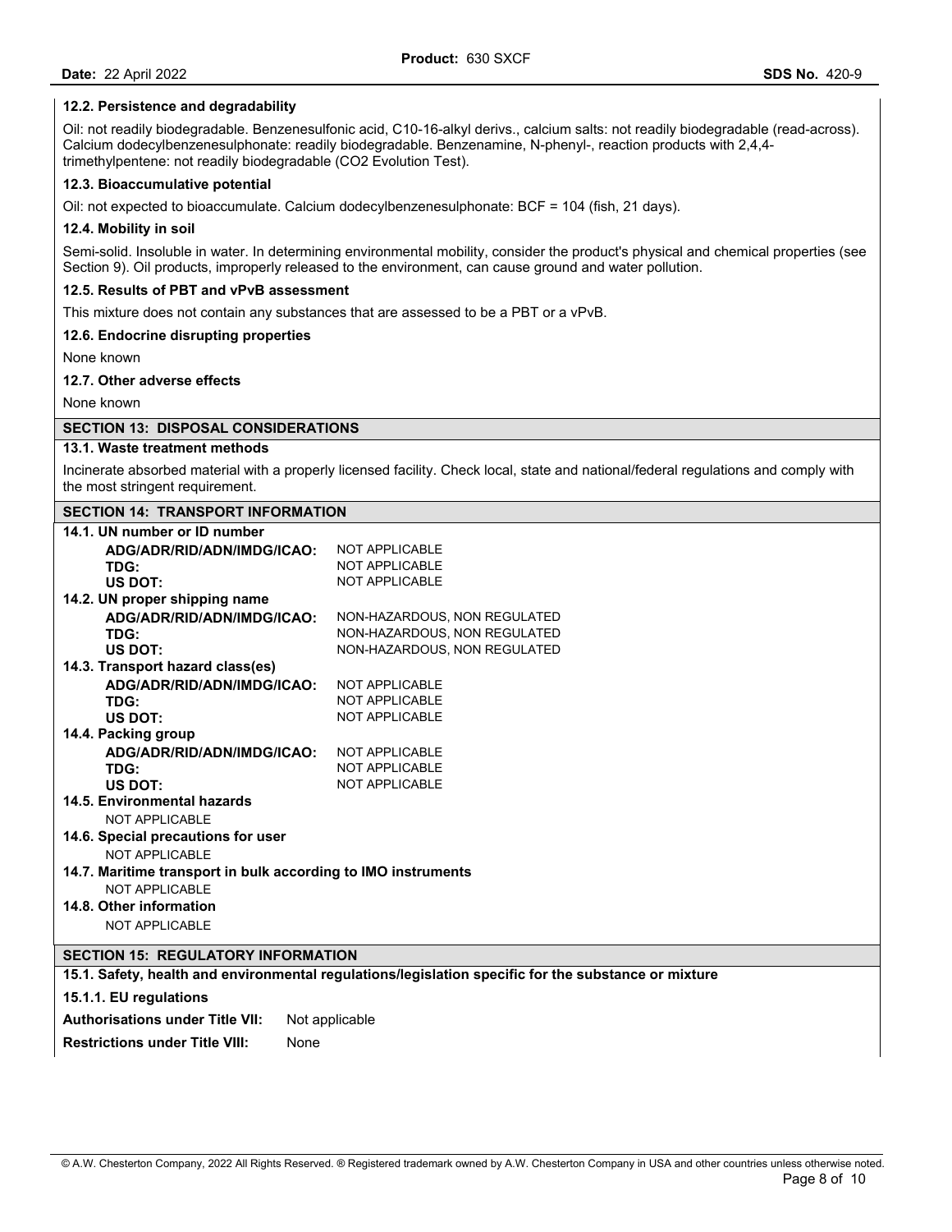#### 12.2. Persistence and degradability

Oil: not readily biodegradable. Benzenesulfonic acid, C10-16-alkyl derivs., calcium salts: not readily biodegradable (read-across). Calcium dodecylbenzenesulphonate: readily biodegradable. Benzenamine, N-phenyl-, reaction products with 2,4,4-trimethylpentene: not readily biodegradable (CO2 Evolution Test).

#### 12.3. Bioaccumulative potential

Oil: not expected to bioaccumulate. Calcium dodecylbenzenesulphonate: BCF = 104 (fish, 21 days).

#### 12.4. Mobility in soil

Semi-solid. Insoluble in water. In determining environmental mobility, consider the product's physical and chemical properties (see Section 9). Oil products, improperly released to the environment, can cause ground and water pollution.

#### 12.5. Results of PBT and vPvB assessment

This mixture does not contain any substances that are assessed to be a PBT or a vPvB.

#### 12.6. Endocrine disrupting properties

None known

#### 12.7. Other adverse effects

None known

## SECTION 13: DISPOSAL CONSIDERATIONS

#### 13.1. Waste treatment methods

Incinerate absorbed material with a properly licensed facility. Check local, state and national/federal regulations and comply with the most stringent requirement.

## SECTION 14: TRANSPORT INFORMATION

#### 14.1. UN number or ID number

**ADG/ADR/RID/ADN/IMDG/ICAO:** NOT APPLICABLE
**TDG:** NOT APPLICABLE
**US DOT:** NOT APPLICABLE

#### 14.2. UN proper shipping name

**ADG/ADR/RID/ADN/IMDG/ICAO:** NON-HAZARDOUS, NON REGULATED
**TDG:** NON-HAZARDOUS, NON REGULATED
**US DOT:** NON-HAZARDOUS, NON REGULATED

#### 14.3. Transport hazard class(es)

**ADG/ADR/RID/ADN/IMDG/ICAO:** NOT APPLICABLE
**TDG:** NOT APPLICABLE
**US DOT:** NOT APPLICABLE

#### 14.4. Packing group

**ADG/ADR/RID/ADN/IMDG/ICAO:** NOT APPLICABLE
**TDG:** NOT APPLICABLE
**US DOT:** NOT APPLICABLE

#### 14.5. Environmental hazards

NOT APPLICABLE

#### 14.6. Special precautions for user

NOT APPLICABLE

#### 14.7. Maritime transport in bulk according to IMO instruments

NOT APPLICABLE

#### 14.8. Other information

NOT APPLICABLE

## SECTION 15: REGULATORY INFORMATION

#### 15.1. Safety, health and environmental regulations/legislation specific for the substance or mixture

#### 15.1.1. EU regulations

**Authorisations under Title VII:** Not applicable

**Restrictions under Title VIII:** None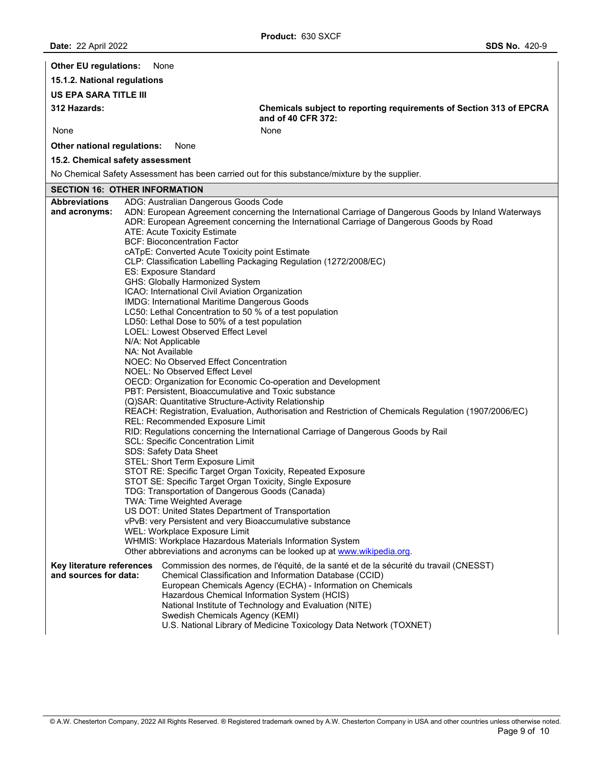**Other EU regulations:** None

**15.1.2. National regulations**

**US EPA SARA TITLE III**

| **312 Hazards:** | **Chemicals subject to reporting requirements of Section 313 of EPCRA and of 40 CFR 372:** |
|---|---|
| None | None |

**Other national regulations:** None

**15.2. Chemical safety assessment**

No Chemical Safety Assessment has been carried out for this substance/mixture by the supplier.

## SECTION 16: OTHER INFORMATION

**Abbreviations and acronyms:**

ADG: Australian Dangerous Goods Code
ADN: European Agreement concerning the International Carriage of Dangerous Goods by Inland Waterways
ADR: European Agreement concerning the International Carriage of Dangerous Goods by Road
ATE: Acute Toxicity Estimate
BCF: Bioconcentration Factor
cATpE: Converted Acute Toxicity point Estimate
CLP: Classification Labelling Packaging Regulation (1272/2008/EC)
ES: Exposure Standard
GHS: Globally Harmonized System
ICAO: International Civil Aviation Organization
IMDG: International Maritime Dangerous Goods
LC50: Lethal Concentration to 50 % of a test population
LD50: Lethal Dose to 50% of a test population
LOEL: Lowest Observed Effect Level
N/A: Not Applicable
NA: Not Available
NOEC: No Observed Effect Concentration
NOEL: No Observed Effect Level
OECD: Organization for Economic Co-operation and Development
PBT: Persistent, Bioaccumulative and Toxic substance
(Q)SAR: Quantitative Structure-Activity Relationship
REACH: Registration, Evaluation, Authorisation and Restriction of Chemicals Regulation (1907/2006/EC)
REL: Recommended Exposure Limit
RID: Regulations concerning the International Carriage of Dangerous Goods by Rail
SCL: Specific Concentration Limit
SDS: Safety Data Sheet
STEL: Short Term Exposure Limit
STOT RE: Specific Target Organ Toxicity, Repeated Exposure
STOT SE: Specific Target Organ Toxicity, Single Exposure
TDG: Transportation of Dangerous Goods (Canada)
TWA: Time Weighted Average
US DOT: United States Department of Transportation
vPvB: very Persistent and very Bioaccumulative substance
WEL: Workplace Exposure Limit
WHMIS: Workplace Hazardous Materials Information System
Other abbreviations and acronyms can be looked up at www.wikipedia.org.

**Key literature references and sources for data:**

Commission des normes, de l'équité, de la santé et de la sécurité du travail (CNESST)
Chemical Classification and Information Database (CCID)
European Chemicals Agency (ECHA) - Information on Chemicals
Hazardous Chemical Information System (HCIS)
National Institute of Technology and Evaluation (NITE)
Swedish Chemicals Agency (KEMI)
U.S. National Library of Medicine Toxicology Data Network (TOXNET)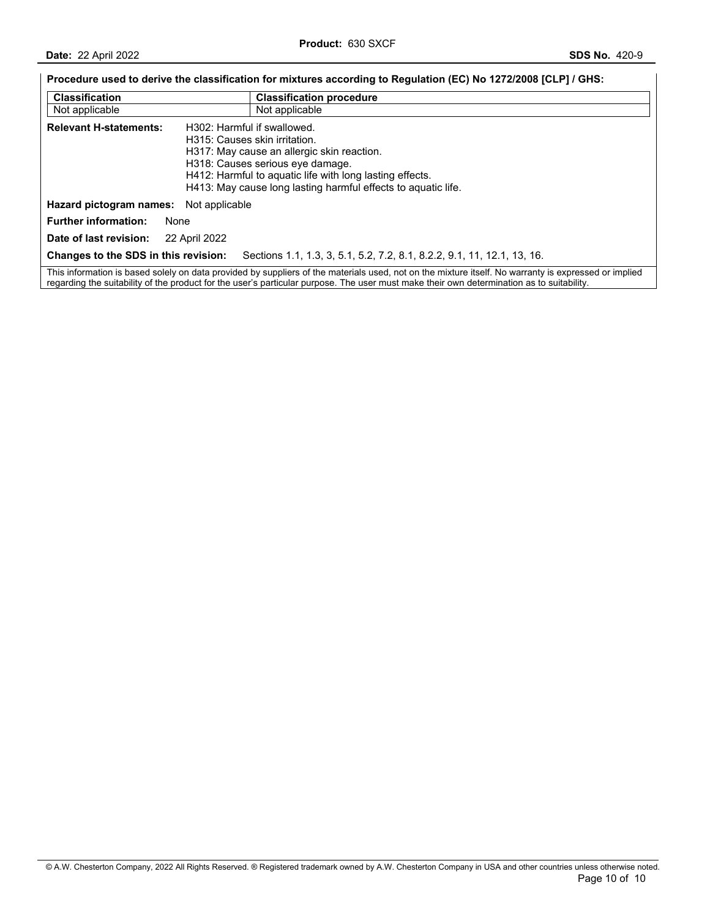**Procedure used to derive the classification for mixtures according to Regulation (EC) No 1272/2008 [CLP] / GHS:**

| Classification | Classification procedure |
| --- | --- |
| Not applicable | Not applicable |

**Relevant H-statements:**
H302: Harmful if swallowed.
H315: Causes skin irritation.
H317: May cause an allergic skin reaction.
H318: Causes serious eye damage.
H412: Harmful to aquatic life with long lasting effects.
H413: May cause long lasting harmful effects to aquatic life.

**Hazard pictogram names:** Not applicable

**Further information:** None

**Date of last revision:** 22 April 2022

**Changes to the SDS in this revision:** Sections 1.1, 1.3, 3, 5.1, 5.2, 7.2, 8.1, 8.2.2, 9.1, 11, 12.1, 13, 16.

This information is based solely on data provided by suppliers of the materials used, not on the mixture itself. No warranty is expressed or implied regarding the suitability of the product for the user's particular purpose. The user must make their own determination as to suitability.